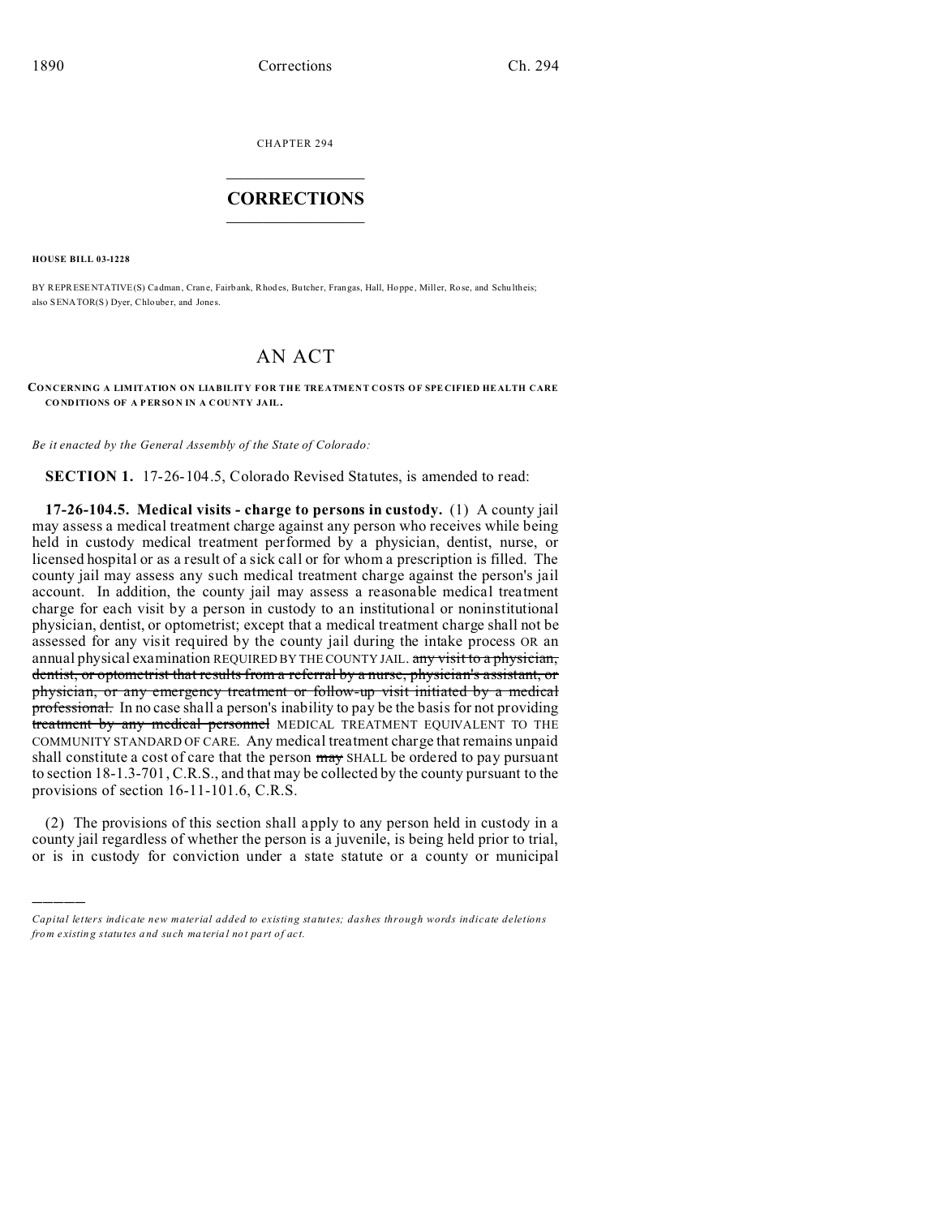CHAPTER 294

# CORRECTIONS

**HOUSE BILL 03-1228**

BY REPRESENTATIVE(S) Cadman, Crane, Fairbank, Rhodes, Butcher, Frangas, Hall, Hoppe, Miller, Rose, and Schultheis; also SENATOR(S) Dyer, Chlouber, and Jones.

# AN ACT

**CONCERNING A LIMITATION ON LIABILITY FOR THE TREATMENT COSTS OF SPECIFIED HEALTH CARE CONDITIONS OF A PERSON IN A COUNTY JAIL.**

*Be it enacted by the General Assembly of the State of Colorado:*

**SECTION 1.** 17-26-104.5, Colorado Revised Statutes, is amended to read:

**17-26-104.5. Medical visits - charge to persons in custody.** (1) A county jail may assess a medical treatment charge against any person who receives while being held in custody medical treatment performed by a physician, dentist, nurse, or licensed hospital or as a result of a sick call or for whom a prescription is filled. The county jail may assess any such medical treatment charge against the person's jail account. In addition, the county jail may assess a reasonable medical treatment charge for each visit by a person in custody to an institutional or noninstitutional physician, dentist, or optometrist; except that a medical treatment charge shall not be assessed for any visit required by the county jail during the intake process OR an annual physical examination REQUIRED BY THE COUNTY JAIL. ~~any visit to a physician, dentist, or optometrist that results from a referral by a nurse, physician's assistant, or physician, or any emergency treatment or follow-up visit initiated by a medical professional.~~ In no case shall a person's inability to pay be the basis for not providing ~~treatment by any medical personnel~~ MEDICAL TREATMENT EQUIVALENT TO THE COMMUNITY STANDARD OF CARE. Any medical treatment charge that remains unpaid shall constitute a cost of care that the person ~~may~~ SHALL be ordered to pay pursuant to section 18-1.3-701, C.R.S., and that may be collected by the county pursuant to the provisions of section 16-11-101.6, C.R.S.

(2) The provisions of this section shall apply to any person held in custody in a county jail regardless of whether the person is a juvenile, is being held prior to trial, or is in custody for conviction under a state statute or a county or municipal

---

*Capital letters indicate new material added to existing statutes; dashes through words indicate deletions from existing statutes and such material not part of act.*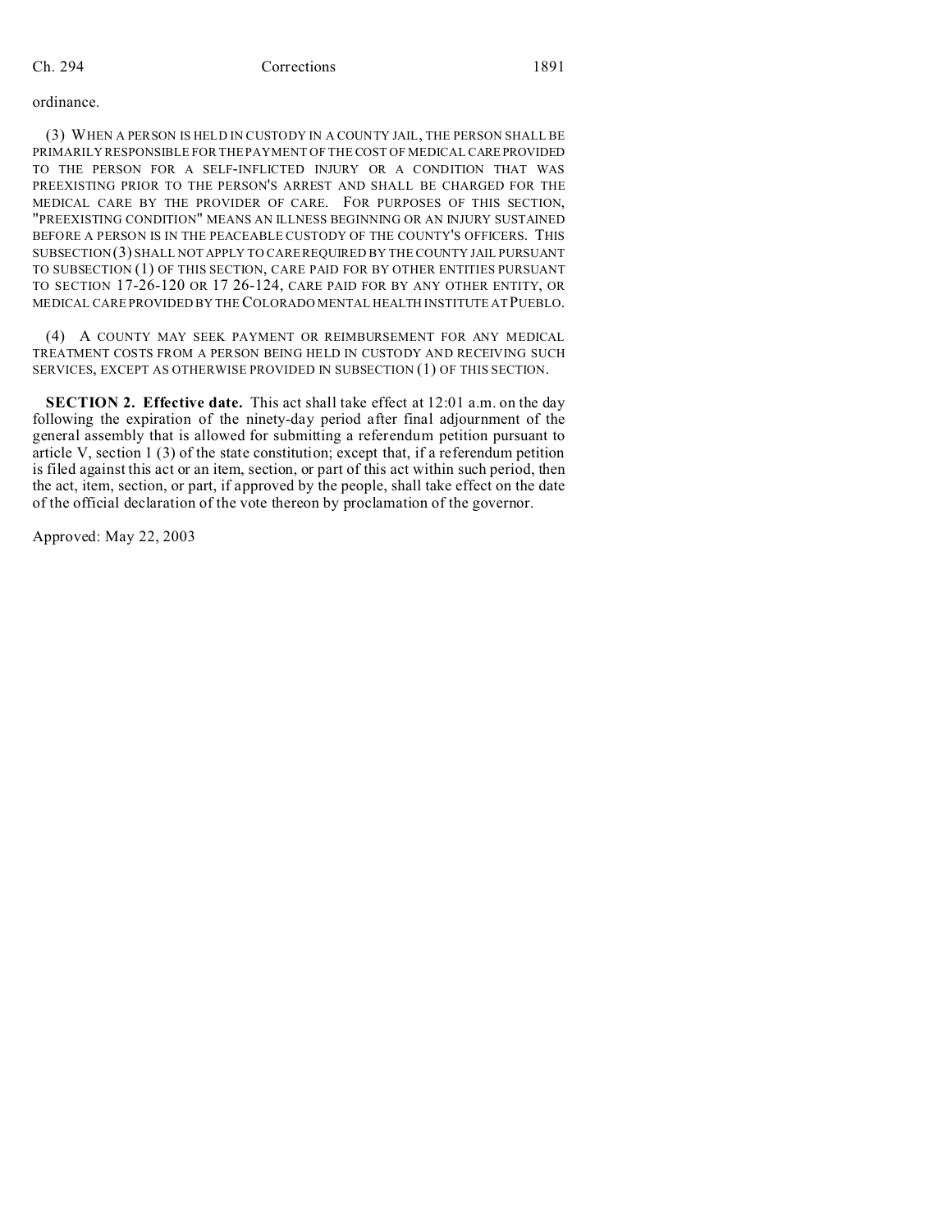ordinance.

(3) WHEN A PERSON IS HELD IN CUSTODY IN A COUNTY JAIL, THE PERSON SHALL BE PRIMARILY RESPONSIBLE FOR THE PAYMENT OF THE COST OF MEDICAL CARE PROVIDED TO THE PERSON FOR A SELF-INFLICTED INJURY OR A CONDITION THAT WAS PREEXISTING PRIOR TO THE PERSON'S ARREST AND SHALL BE CHARGED FOR THE MEDICAL CARE BY THE PROVIDER OF CARE. FOR PURPOSES OF THIS SECTION, "PREEXISTING CONDITION" MEANS AN ILLNESS BEGINNING OR AN INJURY SUSTAINED BEFORE A PERSON IS IN THE PEACEABLE CUSTODY OF THE COUNTY'S OFFICERS. THIS SUBSECTION (3) SHALL NOT APPLY TO CARE REQUIRED BY THE COUNTY JAIL PURSUANT TO SUBSECTION (1) OF THIS SECTION, CARE PAID FOR BY OTHER ENTITIES PURSUANT TO SECTION 17-26-120 OR 17 26-124, CARE PAID FOR BY ANY OTHER ENTITY, OR MEDICAL CARE PROVIDED BY THE COLORADO MENTAL HEALTH INSTITUTE AT PUEBLO.

(4) A COUNTY MAY SEEK PAYMENT OR REIMBURSEMENT FOR ANY MEDICAL TREATMENT COSTS FROM A PERSON BEING HELD IN CUSTODY AND RECEIVING SUCH SERVICES, EXCEPT AS OTHERWISE PROVIDED IN SUBSECTION (1) OF THIS SECTION.

**SECTION 2. Effective date.** This act shall take effect at 12:01 a.m. on the day following the expiration of the ninety-day period after final adjournment of the general assembly that is allowed for submitting a referendum petition pursuant to article V, section 1 (3) of the state constitution; except that, if a referendum petition is filed against this act or an item, section, or part of this act within such period, then the act, item, section, or part, if approved by the people, shall take effect on the date of the official declaration of the vote thereon by proclamation of the governor.

Approved: May 22, 2003